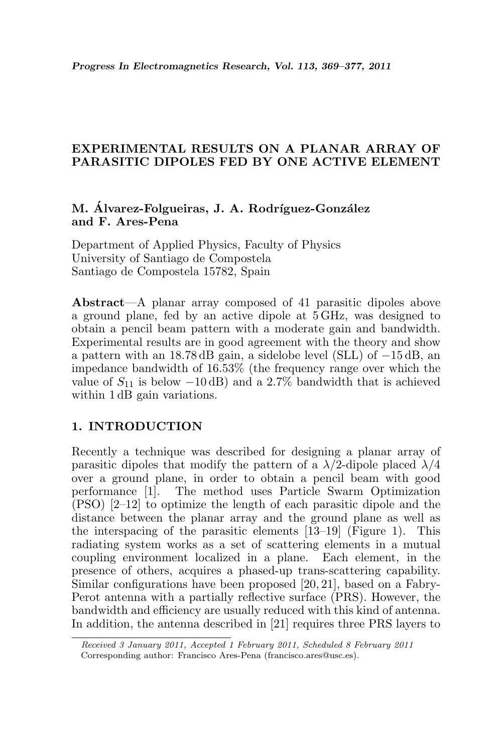# EXPERIMENTAL RESULTS ON A PLANAR ARRAY OF PARASITIC DIPOLES FED BY ONE ACTIVE ELEMENT

**M. Álvarez-Folgueiras, J. A. Rodríguez-González and F. Ares-Pena**

Department of Applied Physics, Faculty of Physics
University of Santiago de Compostela
Santiago de Compostela 15782, Spain

**Abstract**—A planar array composed of 41 parasitic dipoles above a ground plane, fed by an active dipole at 5 GHz, was designed to obtain a pencil beam pattern with a moderate gain and bandwidth. Experimental results are in good agreement with the theory and show a pattern with an 18.78 dB gain, a sidelobe level (SLL) of −15 dB, an impedance bandwidth of 16.53% (the frequency range over which the value of $S_{11}$ is below −10 dB) and a 2.7% bandwidth that is achieved within 1 dB gain variations.

## 1. INTRODUCTION

Recently a technique was described for designing a planar array of parasitic dipoles that modify the pattern of a $\lambda/2$-dipole placed $\lambda/4$ over a ground plane, in order to obtain a pencil beam with good performance [1]. The method uses Particle Swarm Optimization (PSO) [2–12] to optimize the length of each parasitic dipole and the distance between the planar array and the ground plane as well as the interspacing of the parasitic elements [13–19] (Figure 1). This radiating system works as a set of scattering elements in a mutual coupling environment localized in a plane. Each element, in the presence of others, acquires a phased-up trans-scattering capability. Similar configurations have been proposed [20, 21], based on a Fabry-Perot antenna with a partially reflective surface (PRS). However, the bandwidth and efficiency are usually reduced with this kind of antenna. In addition, the antenna described in [21] requires three PRS layers to

*Received 3 January 2011, Accepted 1 February 2011, Scheduled 8 February 2011*
Corresponding author: Francisco Ares-Pena (francisco.ares@usc.es).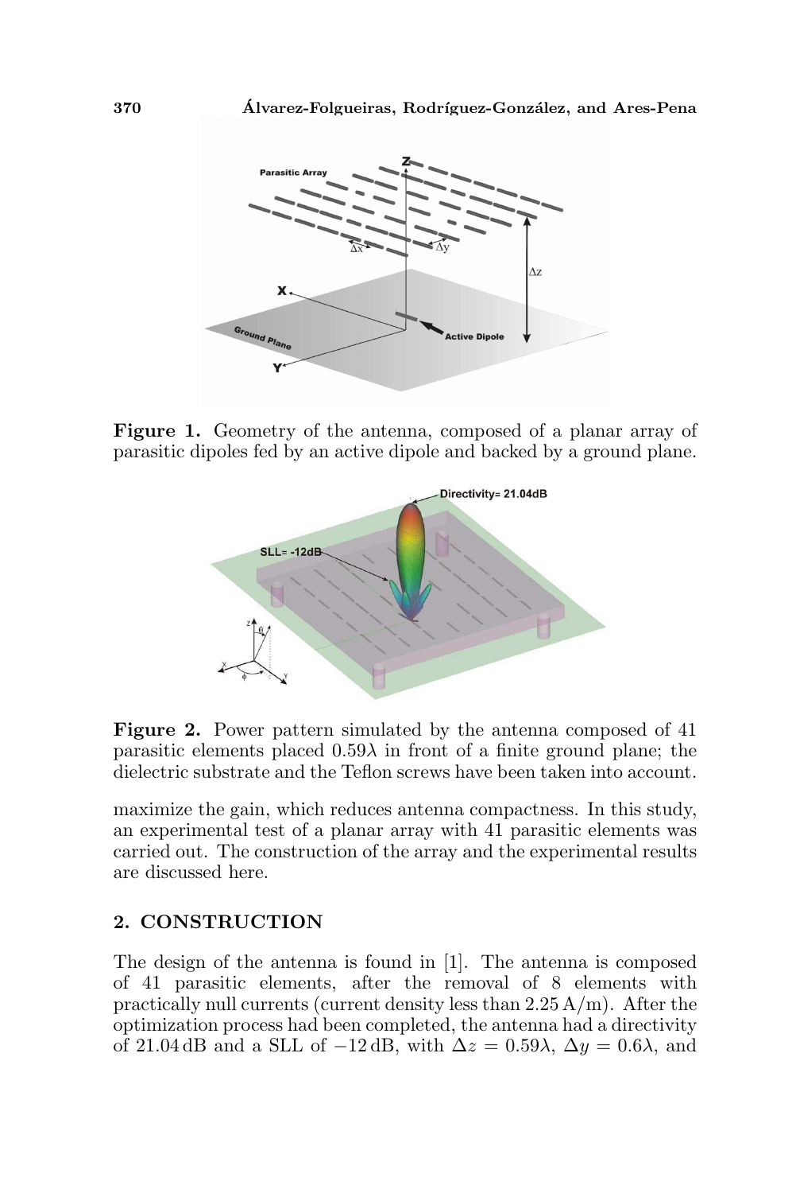**Figure 1.** Geometry of the antenna, composed of a planar array of parasitic dipoles fed by an active dipole and backed by a ground plane.

**Figure 2.** Power pattern simulated by the antenna composed of 41 parasitic elements placed $0.59\lambda$ in front of a finite ground plane; the dielectric substrate and the Teflon screws have been taken into account.

maximize the gain, which reduces antenna compactness. In this study, an experimental test of a planar array with 41 parasitic elements was carried out. The construction of the array and the experimental results are discussed here.

## 2. CONSTRUCTION

The design of the antenna is found in [1]. The antenna is composed of 41 parasitic elements, after the removal of 8 elements with practically null currents (current density less than 2.25 A/m). After the optimization process had been completed, the antenna had a directivity of 21.04 dB and a SLL of −12 dB, with $\Delta z = 0.59\lambda$, $\Delta y = 0.6\lambda$, and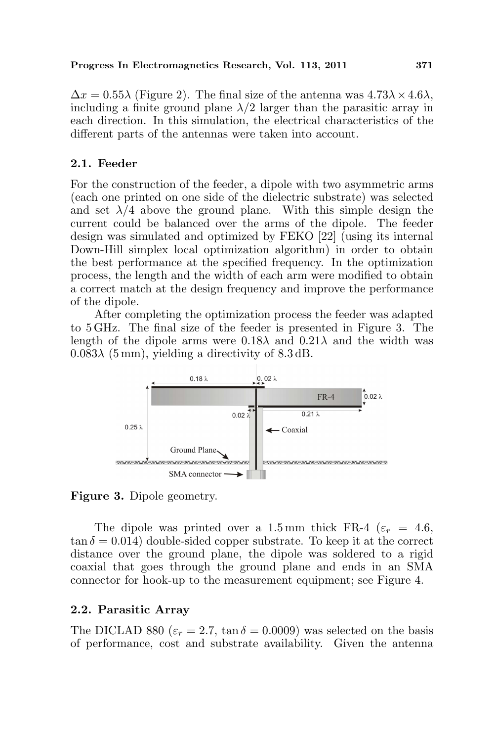$\Delta x = 0.55\lambda$ (Figure 2). The final size of the antenna was $4.73\lambda \times 4.6\lambda$, including a finite ground plane $\lambda/2$ larger than the parasitic array in each direction. In this simulation, the electrical characteristics of the different parts of the antennas were taken into account.

## 2.1. Feeder

For the construction of the feeder, a dipole with two asymmetric arms (each one printed on one side of the dielectric substrate) was selected and set $\lambda/4$ above the ground plane. With this simple design the current could be balanced over the arms of the dipole. The feeder design was simulated and optimized by FEKO [22] (using its internal Down-Hill simplex local optimization algorithm) in order to obtain the best performance at the specified frequency. In the optimization process, the length and the width of each arm were modified to obtain a correct match at the design frequency and improve the performance of the dipole.

After completing the optimization process the feeder was adapted to 5 GHz. The final size of the feeder is presented in Figure 3. The length of the dipole arms were $0.18\lambda$ and $0.21\lambda$ and the width was $0.083\lambda$ (5 mm), yielding a directivity of 8.3 dB.

**Figure 3.** Dipole geometry.

The dipole was printed over a 1.5 mm thick FR-4 ($\varepsilon_r = 4.6$, $\tan\delta = 0.014$) double-sided copper substrate. To keep it at the correct distance over the ground plane, the dipole was soldered to a rigid coaxial that goes through the ground plane and ends in an SMA connector for hook-up to the measurement equipment; see Figure 4.

## 2.2. Parasitic Array

The DICLAD 880 ($\varepsilon_r = 2.7$, $\tan\delta = 0.0009$) was selected on the basis of performance, cost and substrate availability. Given the antenna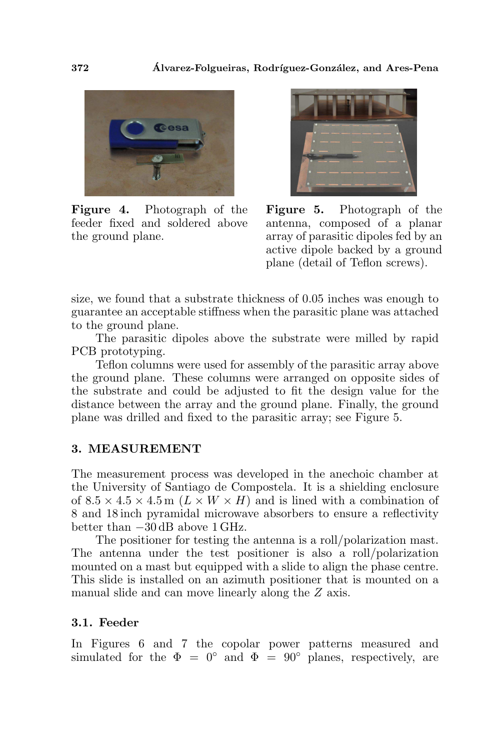**Figure 4.** Photograph of the feeder fixed and soldered above the ground plane.

**Figure 5.** Photograph of the antenna, composed of a planar array of parasitic dipoles fed by an active dipole backed by a ground plane (detail of Teflon screws).

size, we found that a substrate thickness of 0.05 inches was enough to guarantee an acceptable stiffness when the parasitic plane was attached to the ground plane.

The parasitic dipoles above the substrate were milled by rapid PCB prototyping.

Teflon columns were used for assembly of the parasitic array above the ground plane. These columns were arranged on opposite sides of the substrate and could be adjusted to fit the design value for the distance between the array and the ground plane. Finally, the ground plane was drilled and fixed to the parasitic array; see Figure 5.

## 3. MEASUREMENT

The measurement process was developed in the anechoic chamber at the University of Santiago de Compostela. It is a shielding enclosure of $8.5 \times 4.5 \times 4.5$ m ($L \times W \times H$) and is lined with a combination of 8 and 18 inch pyramidal microwave absorbers to ensure a reflectivity better than $-30$ dB above 1 GHz.

The positioner for testing the antenna is a roll/polarization mast. The antenna under the test positioner is also a roll/polarization mounted on a mast but equipped with a slide to align the phase centre. This slide is installed on an azimuth positioner that is mounted on a manual slide and can move linearly along the $Z$ axis.

### 3.1. Feeder

In Figures 6 and 7 the copolar power patterns measured and simulated for the $\Phi = 0°$ and $\Phi = 90°$ planes, respectively, are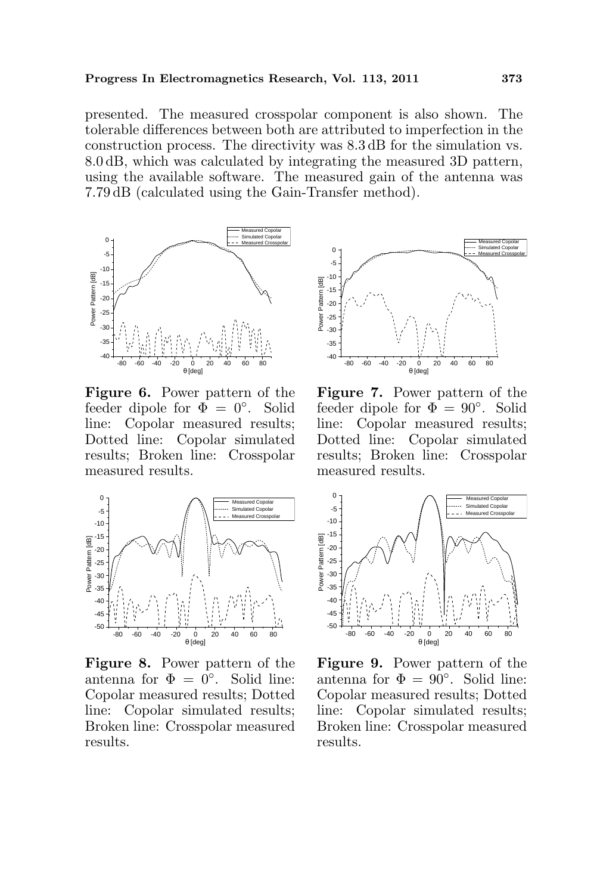presented. The measured crosspolar component is also shown. The tolerable differences between both are attributed to imperfection in the construction process. The directivity was 8.3 dB for the simulation vs. 8.0 dB, which was calculated by integrating the measured 3D pattern, using the available software. The measured gain of the antenna was 7.79 dB (calculated using the Gain-Transfer method).

**Figure 6.** Power pattern of the feeder dipole for $\Phi = 0^{\circ}$. Solid line: Copolar measured results; Dotted line: Copolar simulated results; Broken line: Crosspolar measured results.

**Figure 7.** Power pattern of the feeder dipole for $\Phi = 90^{\circ}$. Solid line: Copolar measured results; Dotted line: Copolar simulated results; Broken line: Crosspolar measured results.

**Figure 8.** Power pattern of the antenna for $\Phi = 0^{\circ}$. Solid line: Copolar measured results; Dotted line: Copolar simulated results; Broken line: Crosspolar measured results.

**Figure 9.** Power pattern of the antenna for $\Phi = 90^{\circ}$. Solid line: Copolar measured results; Dotted line: Copolar simulated results; Broken line: Crosspolar measured results.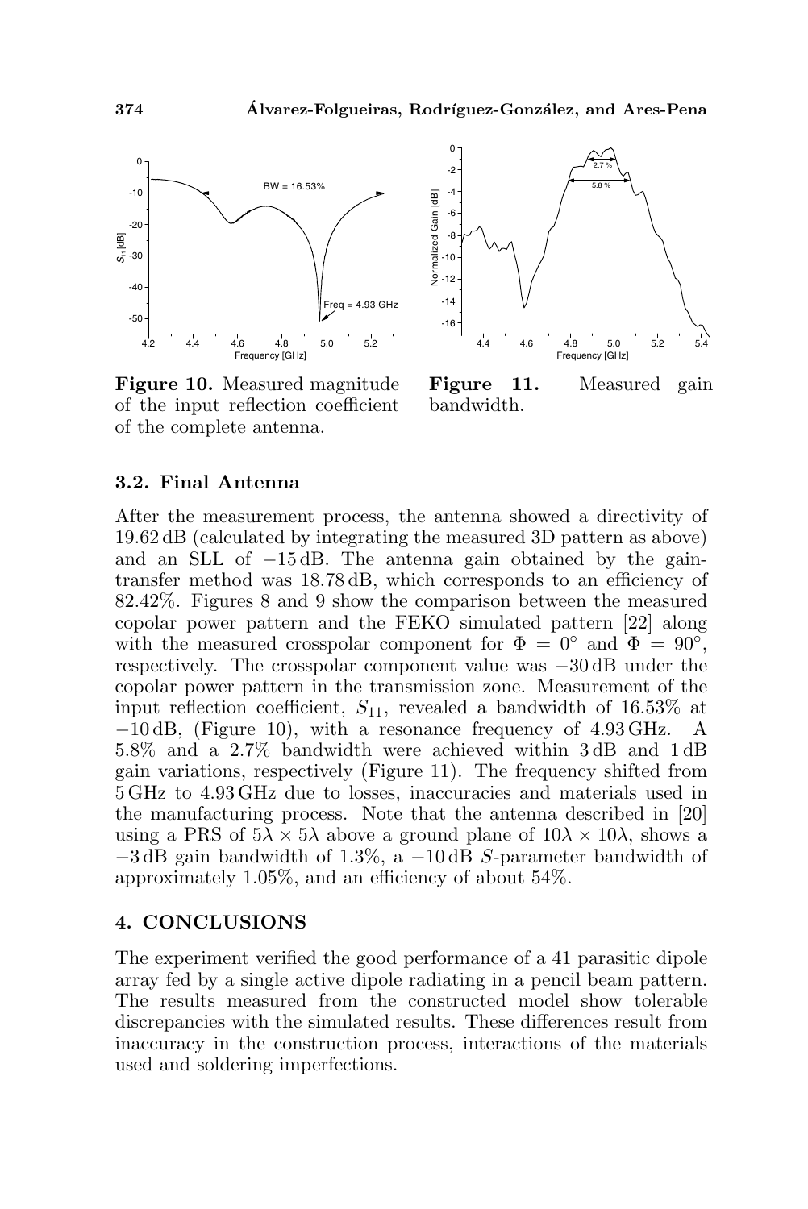**Figure 10.** Measured magnitude of the input reflection coefficient of the complete antenna.

**Figure 11.** Measured gain bandwidth.

### 3.2. Final Antenna

After the measurement process, the antenna showed a directivity of 19.62 dB (calculated by integrating the measured 3D pattern as above) and an SLL of $-15$ dB. The antenna gain obtained by the gain-transfer method was 18.78 dB, which corresponds to an efficiency of 82.42%. Figures 8 and 9 show the comparison between the measured copolar power pattern and the FEKO simulated pattern [22] along with the measured crosspolar component for $\Phi = 0^\circ$ and $\Phi = 90^\circ$, respectively. The crosspolar component value was $-30$ dB under the copolar power pattern in the transmission zone. Measurement of the input reflection coefficient, $S_{11}$, revealed a bandwidth of 16.53% at $-10$ dB, (Figure 10), with a resonance frequency of 4.93 GHz. A 5.8% and a 2.7% bandwidth were achieved within 3 dB and 1 dB gain variations, respectively (Figure 11). The frequency shifted from 5 GHz to 4.93 GHz due to losses, inaccuracies and materials used in the manufacturing process. Note that the antenna described in [20] using a PRS of $5\lambda \times 5\lambda$ above a ground plane of $10\lambda \times 10\lambda$, shows a $-3$ dB gain bandwidth of 1.3%, a $-10$ dB $S$-parameter bandwidth of approximately 1.05%, and an efficiency of about 54%.

## 4. CONCLUSIONS

The experiment verified the good performance of a 41 parasitic dipole array fed by a single active dipole radiating in a pencil beam pattern. The results measured from the constructed model show tolerable discrepancies with the simulated results. These differences result from inaccuracy in the construction process, interactions of the materials used and soldering imperfections.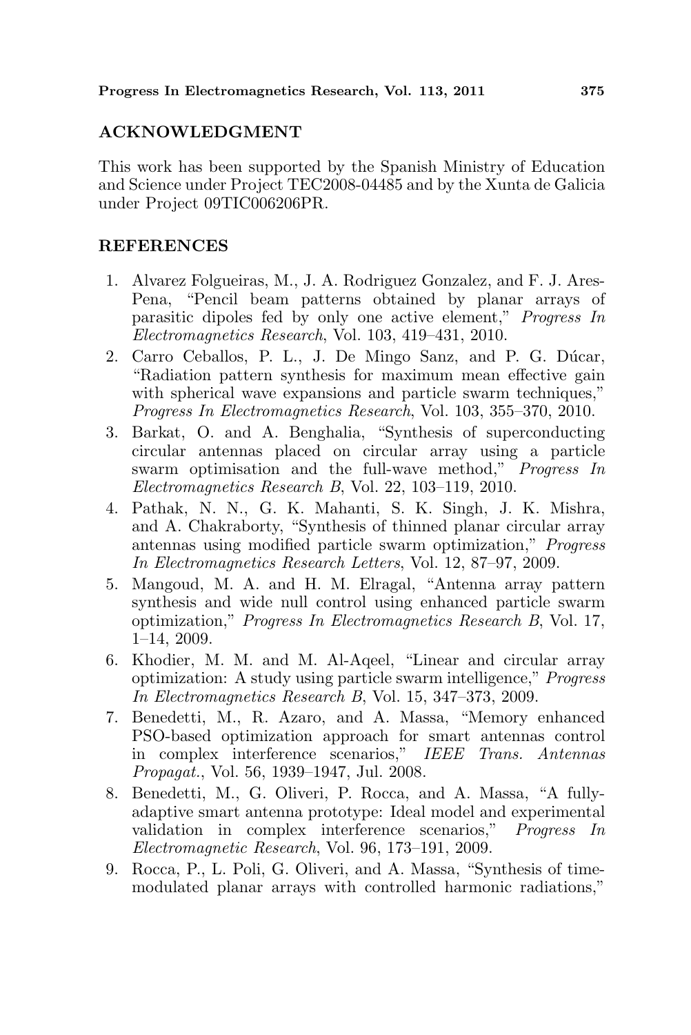## ACKNOWLEDGMENT

This work has been supported by the Spanish Ministry of Education and Science under Project TEC2008-04485 and by the Xunta de Galicia under Project 09TIC006206PR.

## REFERENCES

1. Alvarez Folgueiras, M., J. A. Rodriguez Gonzalez, and F. J. Ares-Pena, "Pencil beam patterns obtained by planar arrays of parasitic dipoles fed by only one active element," *Progress In Electromagnetics Research*, Vol. 103, 419–431, 2010.
2. Carro Ceballos, P. L., J. De Mingo Sanz, and P. G. Dúcar, "Radiation pattern synthesis for maximum mean effective gain with spherical wave expansions and particle swarm techniques," *Progress In Electromagnetics Research*, Vol. 103, 355–370, 2010.
3. Barkat, O. and A. Benghalia, "Synthesis of superconducting circular antennas placed on circular array using a particle swarm optimisation and the full-wave method," *Progress In Electromagnetics Research B*, Vol. 22, 103–119, 2010.
4. Pathak, N. N., G. K. Mahanti, S. K. Singh, J. K. Mishra, and A. Chakraborty, "Synthesis of thinned planar circular array antennas using modified particle swarm optimization," *Progress In Electromagnetics Research Letters*, Vol. 12, 87–97, 2009.
5. Mangoud, M. A. and H. M. Elragal, "Antenna array pattern synthesis and wide null control using enhanced particle swarm optimization," *Progress In Electromagnetics Research B*, Vol. 17, 1–14, 2009.
6. Khodier, M. M. and M. Al-Aqeel, "Linear and circular array optimization: A study using particle swarm intelligence," *Progress In Electromagnetics Research B*, Vol. 15, 347–373, 2009.
7. Benedetti, M., R. Azaro, and A. Massa, "Memory enhanced PSO-based optimization approach for smart antennas control in complex interference scenarios," *IEEE Trans. Antennas Propagat.*, Vol. 56, 1939–1947, Jul. 2008.
8. Benedetti, M., G. Oliveri, P. Rocca, and A. Massa, "A fully-adaptive smart antenna prototype: Ideal model and experimental validation in complex interference scenarios," *Progress In Electromagnetic Research*, Vol. 96, 173–191, 2009.
9. Rocca, P., L. Poli, G. Oliveri, and A. Massa, "Synthesis of time-modulated planar arrays with controlled harmonic radiations,"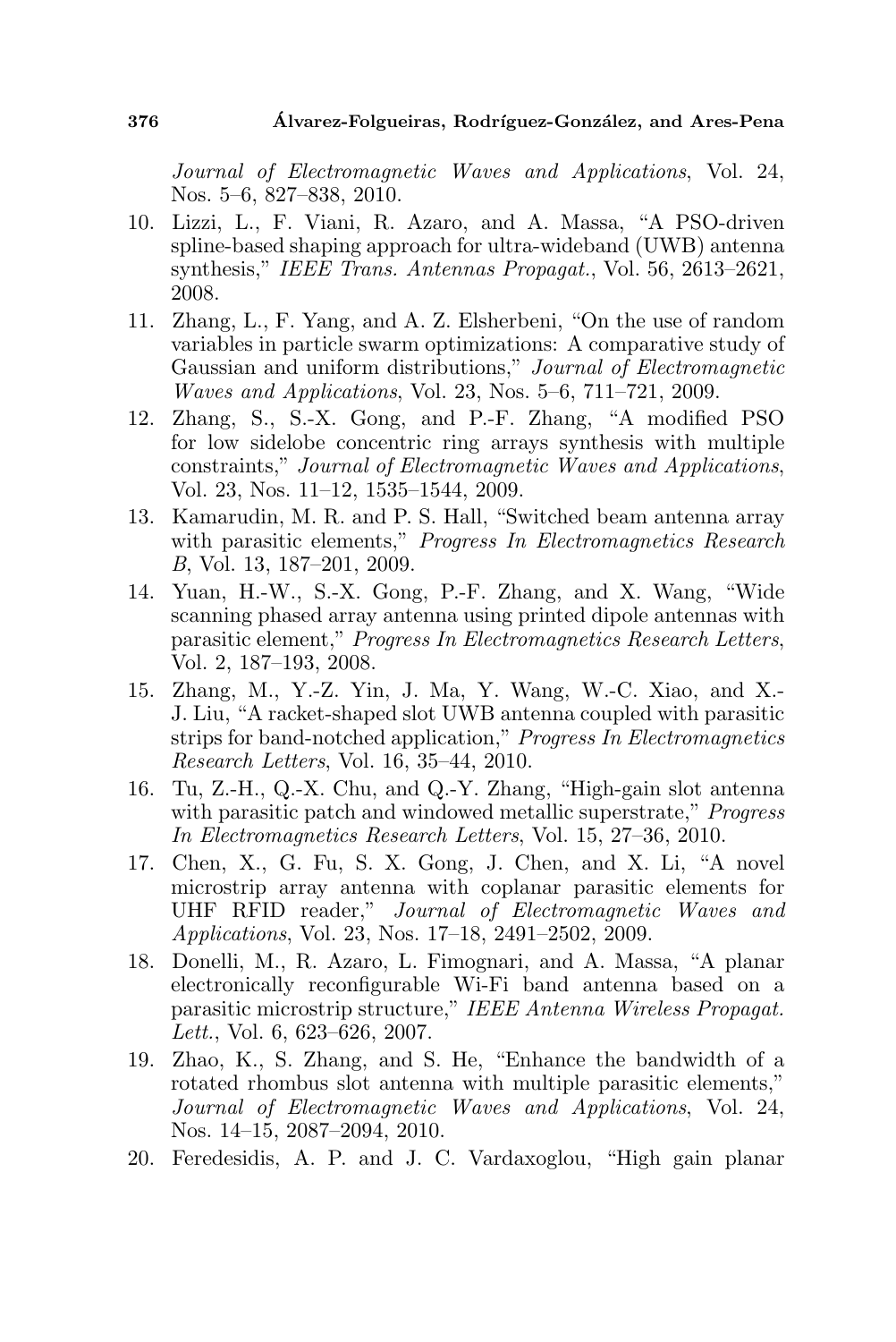*Journal of Electromagnetic Waves and Applications*, Vol. 24, Nos. 5–6, 827–838, 2010.

10. Lizzi, L., F. Viani, R. Azaro, and A. Massa, "A PSO-driven spline-based shaping approach for ultra-wideband (UWB) antenna synthesis," *IEEE Trans. Antennas Propagat.*, Vol. 56, 2613–2621, 2008.
11. Zhang, L., F. Yang, and A. Z. Elsherbeni, "On the use of random variables in particle swarm optimizations: A comparative study of Gaussian and uniform distributions," *Journal of Electromagnetic Waves and Applications*, Vol. 23, Nos. 5–6, 711–721, 2009.
12. Zhang, S., S.-X. Gong, and P.-F. Zhang, "A modified PSO for low sidelobe concentric ring arrays synthesis with multiple constraints," *Journal of Electromagnetic Waves and Applications*, Vol. 23, Nos. 11–12, 1535–1544, 2009.
13. Kamarudin, M. R. and P. S. Hall, "Switched beam antenna array with parasitic elements," *Progress In Electromagnetics Research B*, Vol. 13, 187–201, 2009.
14. Yuan, H.-W., S.-X. Gong, P.-F. Zhang, and X. Wang, "Wide scanning phased array antenna using printed dipole antennas with parasitic element," *Progress In Electromagnetics Research Letters*, Vol. 2, 187–193, 2008.
15. Zhang, M., Y.-Z. Yin, J. Ma, Y. Wang, W.-C. Xiao, and X.-J. Liu, "A racket-shaped slot UWB antenna coupled with parasitic strips for band-notched application," *Progress In Electromagnetics Research Letters*, Vol. 16, 35–44, 2010.
16. Tu, Z.-H., Q.-X. Chu, and Q.-Y. Zhang, "High-gain slot antenna with parasitic patch and windowed metallic superstrate," *Progress In Electromagnetics Research Letters*, Vol. 15, 27–36, 2010.
17. Chen, X., G. Fu, S. X. Gong, J. Chen, and X. Li, "A novel microstrip array antenna with coplanar parasitic elements for UHF RFID reader," *Journal of Electromagnetic Waves and Applications*, Vol. 23, Nos. 17–18, 2491–2502, 2009.
18. Donelli, M., R. Azaro, L. Fimognari, and A. Massa, "A planar electronically reconfigurable Wi-Fi band antenna based on a parasitic microstrip structure," *IEEE Antenna Wireless Propagat. Lett.*, Vol. 6, 623–626, 2007.
19. Zhao, K., S. Zhang, and S. He, "Enhance the bandwidth of a rotated rhombus slot antenna with multiple parasitic elements," *Journal of Electromagnetic Waves and Applications*, Vol. 24, Nos. 14–15, 2087–2094, 2010.
20. Feredesidis, A. P. and J. C. Vardaxoglou, "High gain planar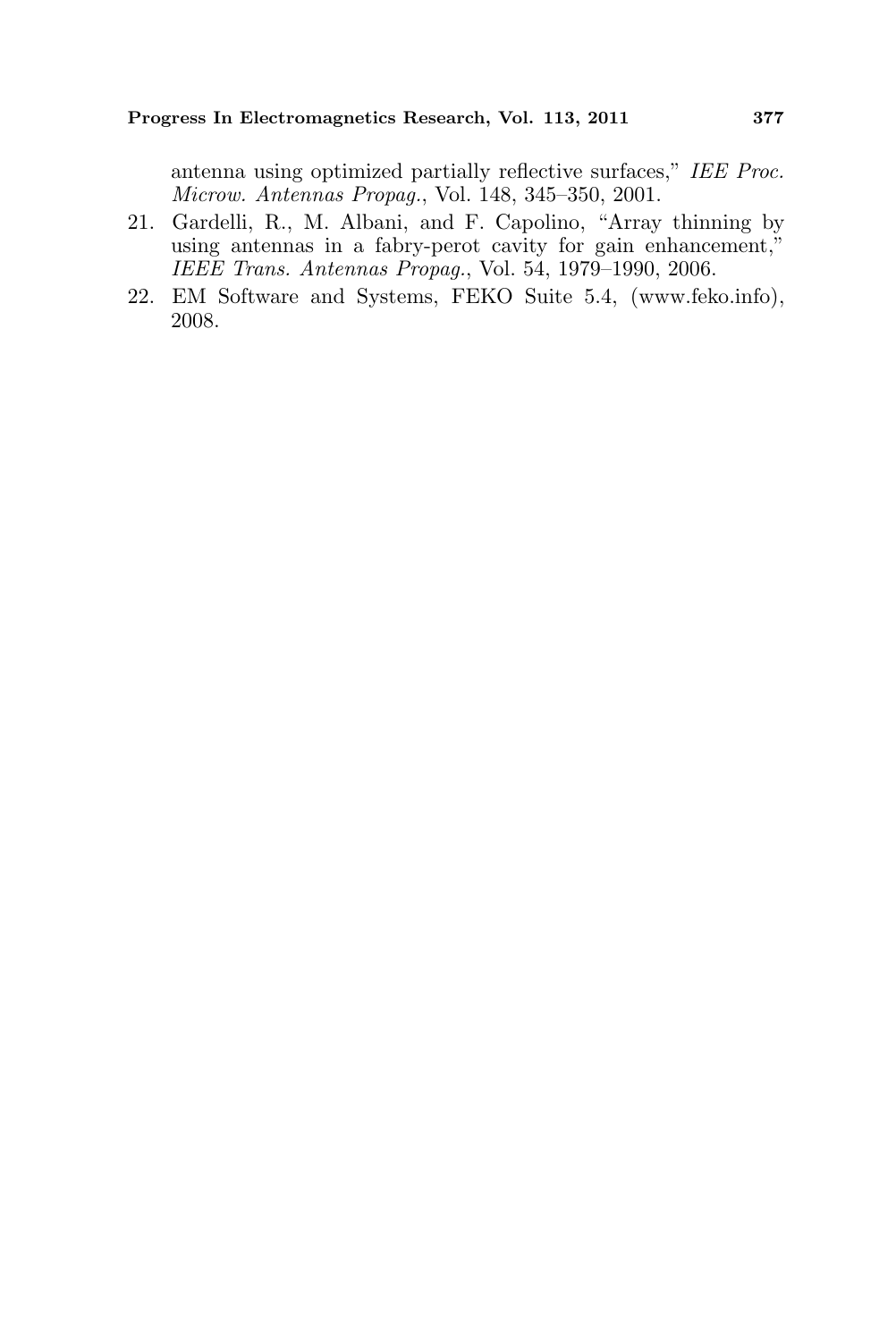antenna using optimized partially reflective surfaces," *IEE Proc. Microw. Antennas Propag.*, Vol. 148, 345–350, 2001.

21. Gardelli, R., M. Albani, and F. Capolino, "Array thinning by using antennas in a fabry-perot cavity for gain enhancement," *IEEE Trans. Antennas Propag.*, Vol. 54, 1979–1990, 2006.
22. EM Software and Systems, FEKO Suite 5.4, (www.feko.info), 2008.